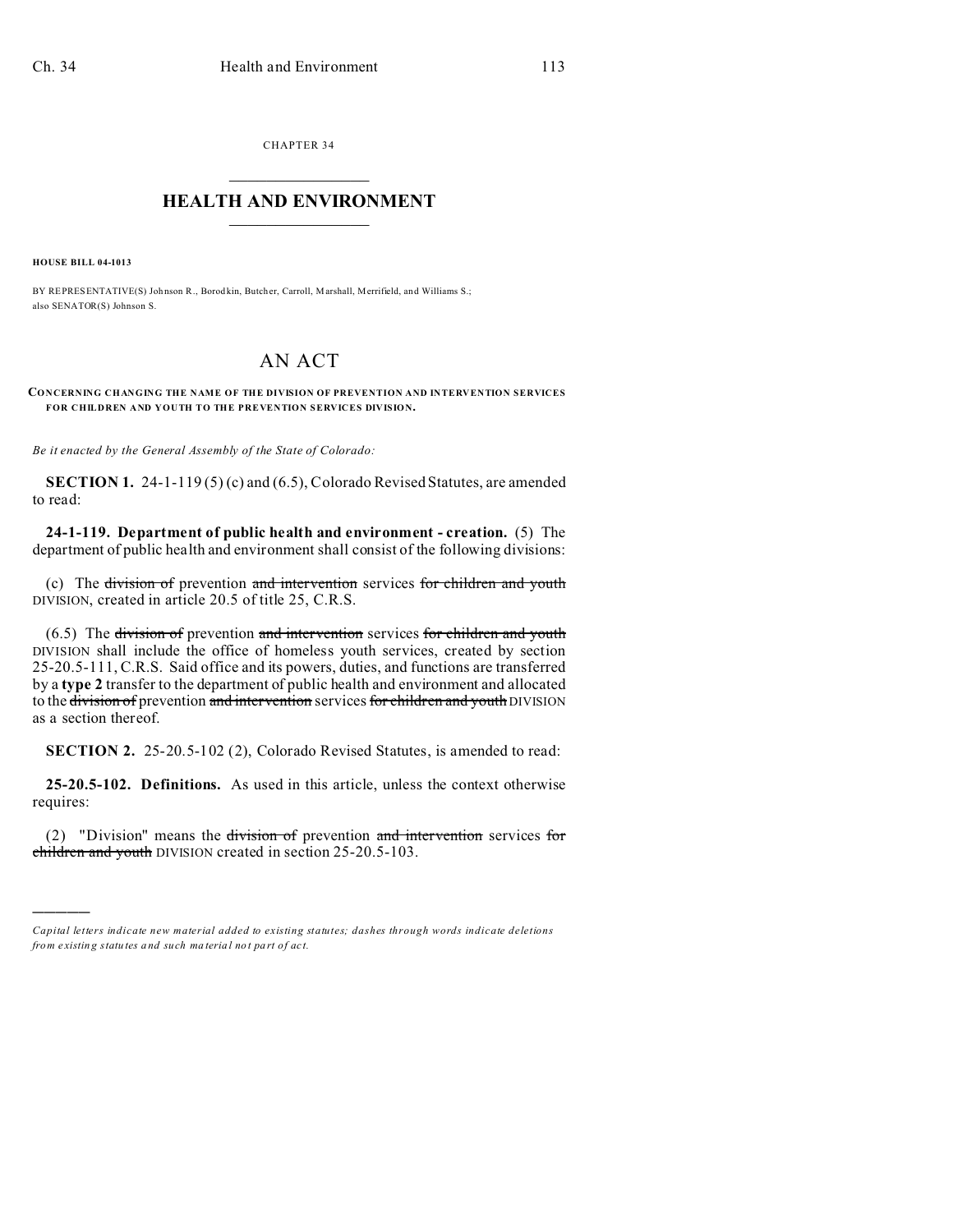CHAPTER 34

# HEALTH AND ENVIRONMENT

**HOUSE BILL 04-1013**

BY REPRESENTATIVE(S) Johnson R., Borodkin, Butcher, Carroll, Marshall, Merrifield, and Williams S.; also SENATOR(S) Johnson S.

# AN ACT

**CONCERNING CHANGING THE NAME OF THE DIVISION OF PREVENTION AND INTERVENTION SERVICES FOR CHILDREN AND YOUTH TO THE PREVENTION SERVICES DIVISION.**

*Be it enacted by the General Assembly of the State of Colorado:*

**SECTION 1.** 24-1-119 (5) (c) and (6.5), Colorado Revised Statutes, are amended to read:

**24-1-119. Department of public health and environment - creation.** (5) The department of public health and environment shall consist of the following divisions:

(c) The ~~division of~~ prevention ~~and intervention~~ services ~~for children and youth~~ DIVISION, created in article 20.5 of title 25, C.R.S.

(6.5) The ~~division of~~ prevention ~~and intervention~~ services ~~for children and youth~~ DIVISION shall include the office of homeless youth services, created by section 25-20.5-111, C.R.S. Said office and its powers, duties, and functions are transferred by a **type 2** transfer to the department of public health and environment and allocated to the ~~division of~~ prevention ~~and intervention~~ services ~~for children and youth~~ DIVISION as a section thereof.

**SECTION 2.** 25-20.5-102 (2), Colorado Revised Statutes, is amended to read:

**25-20.5-102. Definitions.** As used in this article, unless the context otherwise requires:

(2) "Division" means the ~~division of~~ prevention ~~and intervention~~ services ~~for children and youth~~ DIVISION created in section 25-20.5-103.

---

*Capital letters indicate new material added to existing statutes; dashes through words indicate deletions from existing statutes and such material not part of act.*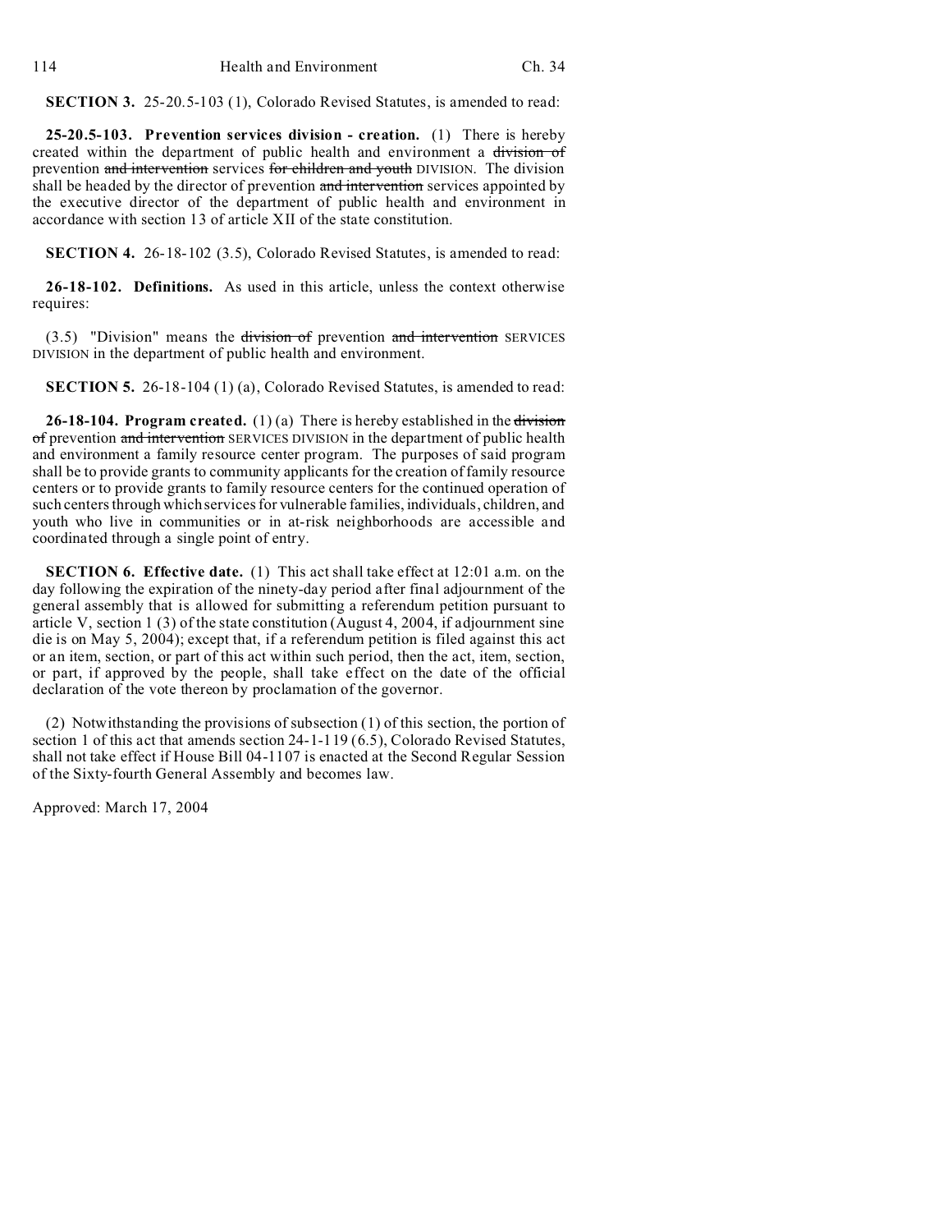**SECTION 3.** 25-20.5-103 (1), Colorado Revised Statutes, is amended to read:

**25-20.5-103. Prevention services division - creation.** (1) There is hereby created within the department of public health and environment a ~~division of~~ prevention ~~and intervention~~ services ~~for children and youth~~ DIVISION. The division shall be headed by the director of prevention ~~and intervention~~ services appointed by the executive director of the department of public health and environment in accordance with section 13 of article XII of the state constitution.

**SECTION 4.** 26-18-102 (3.5), Colorado Revised Statutes, is amended to read:

**26-18-102. Definitions.** As used in this article, unless the context otherwise requires:

(3.5) "Division" means the ~~division of~~ prevention ~~and intervention~~ SERVICES DIVISION in the department of public health and environment.

**SECTION 5.** 26-18-104 (1) (a), Colorado Revised Statutes, is amended to read:

**26-18-104. Program created.** (1) (a) There is hereby established in the ~~division of~~ prevention ~~and intervention~~ SERVICES DIVISION in the department of public health and environment a family resource center program. The purposes of said program shall be to provide grants to community applicants for the creation of family resource centers or to provide grants to family resource centers for the continued operation of such centers through which services for vulnerable families, individuals, children, and youth who live in communities or in at-risk neighborhoods are accessible and coordinated through a single point of entry.

**SECTION 6. Effective date.** (1) This act shall take effect at 12:01 a.m. on the day following the expiration of the ninety-day period after final adjournment of the general assembly that is allowed for submitting a referendum petition pursuant to article V, section 1 (3) of the state constitution (August 4, 2004, if adjournment sine die is on May 5, 2004); except that, if a referendum petition is filed against this act or an item, section, or part of this act within such period, then the act, item, section, or part, if approved by the people, shall take effect on the date of the official declaration of the vote thereon by proclamation of the governor.

(2) Notwithstanding the provisions of subsection (1) of this section, the portion of section 1 of this act that amends section 24-1-119 (6.5), Colorado Revised Statutes, shall not take effect if House Bill 04-1107 is enacted at the Second Regular Session of the Sixty-fourth General Assembly and becomes law.

Approved: March 17, 2004